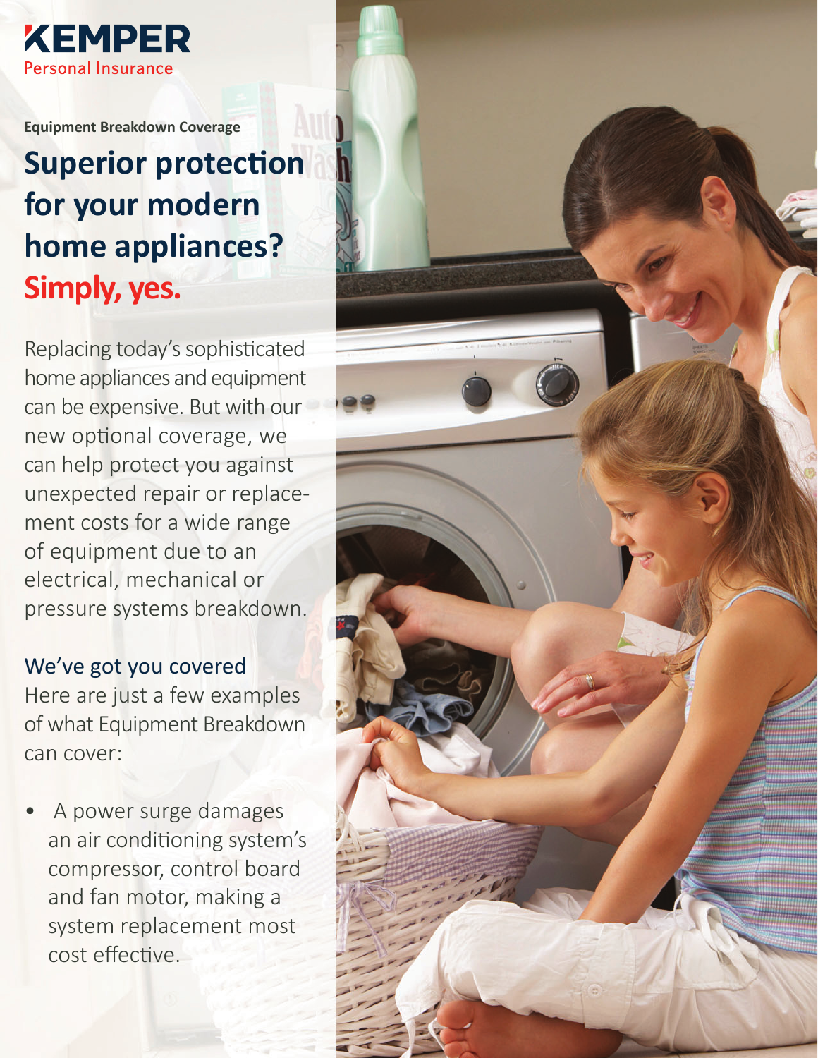**KEMPER**
Personal Insurance

Equipment Breakdown Coverage

# Superior protection for your modern home appliances? Simply, yes.

Replacing today's sophisticated home appliances and equipment can be expensive. But with our new optional coverage, we can help protect you against unexpected repair or replacement costs for a wide range of equipment due to an electrical, mechanical or pressure systems breakdown.

## We've got you covered

Here are just a few examples of what Equipment Breakdown can cover:

- A power surge damages an air conditioning system's compressor, control board and fan motor, making a system replacement most cost effective.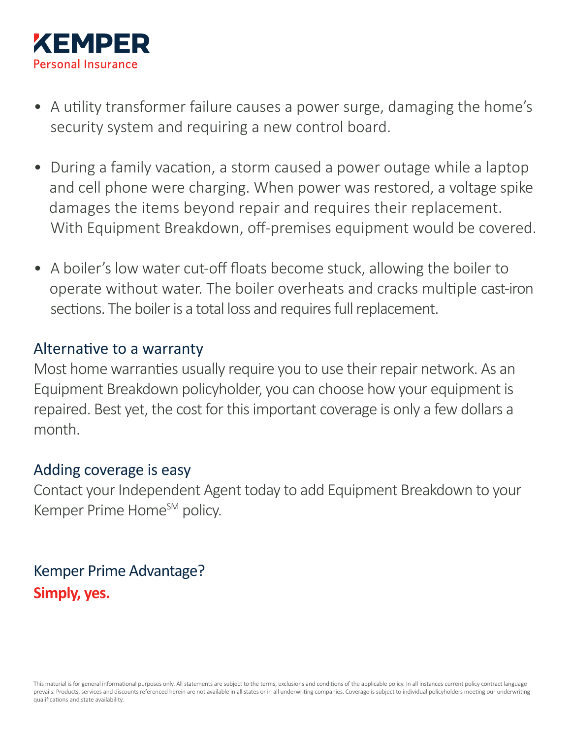**KEMPER**
Personal Insurance

- A utility transformer failure causes a power surge, damaging the home's security system and requiring a new control board.
- During a family vacation, a storm caused a power outage while a laptop and cell phone were charging. When power was restored, a voltage spike damages the items beyond repair and requires their replacement. With Equipment Breakdown, off-premises equipment would be covered.
- A boiler's low water cut-off floats become stuck, allowing the boiler to operate without water. The boiler overheats and cracks multiple cast-iron sections. The boiler is a total loss and requires full replacement.

## Alternative to a warranty

Most home warranties usually require you to use their repair network. As an Equipment Breakdown policyholder, you can choose how your equipment is repaired. Best yet, the cost for this important coverage is only a few dollars a month.

## Adding coverage is easy

Contact your Independent Agent today to add Equipment Breakdown to your Kemper Prime Home[SM] policy.

Kemper Prime Advantage?
**Simply, yes.**

This material is for general informational purposes only. All statements are subject to the terms, exclusions and conditions of the applicable policy. In all instances current policy contract language prevails. Products, services and discounts referenced herein are not available in all states or in all underwriting companies. Coverage is subject to individual policyholders meeting our underwriting qualifications and state availability.